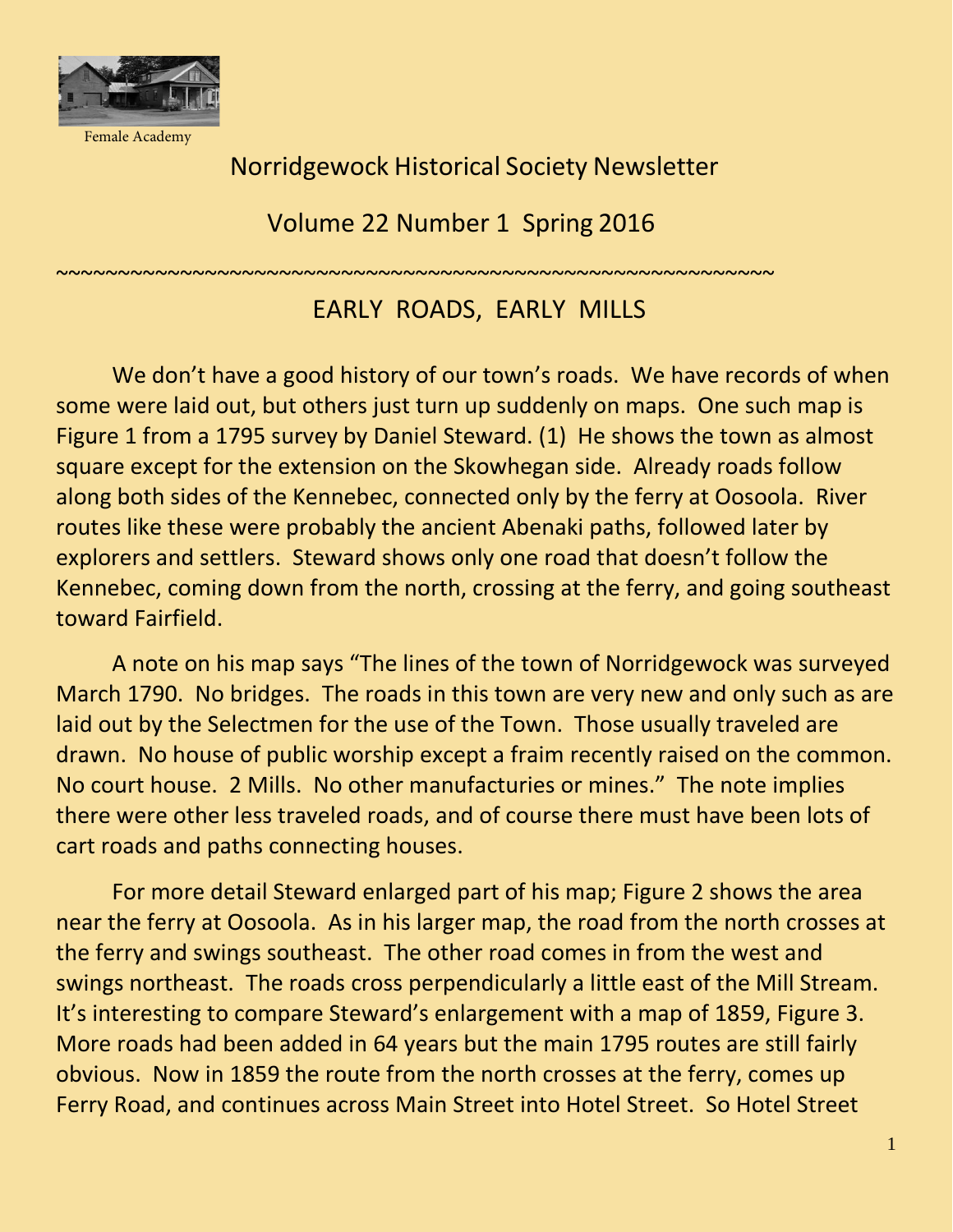Female Academy

# Norridgewock Historical Society Newsletter

## Volume 22 Number 1 Spring 2016

~~~~~~~~~~~~~~~~~~~~~~~~~~~~~~~~~~~~~~~~~~~~~~~~~~~~~~~

## EARLY ROADS, EARLY MILLS

We don't have a good history of our town's roads. We have records of when some were laid out, but others just turn up suddenly on maps. One such map is Figure 1 from a 1795 survey by Daniel Steward. (1) He shows the town as almost square except for the extension on the Skowhegan side. Already roads follow along both sides of the Kennebec, connected only by the ferry at Oosoola. River routes like these were probably the ancient Abenaki paths, followed later by explorers and settlers. Steward shows only one road that doesn't follow the Kennebec, coming down from the north, crossing at the ferry, and going southeast toward Fairfield.

A note on his map says "The lines of the town of Norridgewock was surveyed March 1790. No bridges. The roads in this town are very new and only such as are laid out by the Selectmen for the use of the Town. Those usually traveled are drawn. No house of public worship except a fraim recently raised on the common. No court house. 2 Mills. No other manufacturies or mines." The note implies there were other less traveled roads, and of course there must have been lots of cart roads and paths connecting houses.

For more detail Steward enlarged part of his map; Figure 2 shows the area near the ferry at Oosoola. As in his larger map, the road from the north crosses at the ferry and swings southeast. The other road comes in from the west and swings northeast. The roads cross perpendicularly a little east of the Mill Stream. It's interesting to compare Steward's enlargement with a map of 1859, Figure 3. More roads had been added in 64 years but the main 1795 routes are still fairly obvious. Now in 1859 the route from the north crosses at the ferry, comes up Ferry Road, and continues across Main Street into Hotel Street. So Hotel Street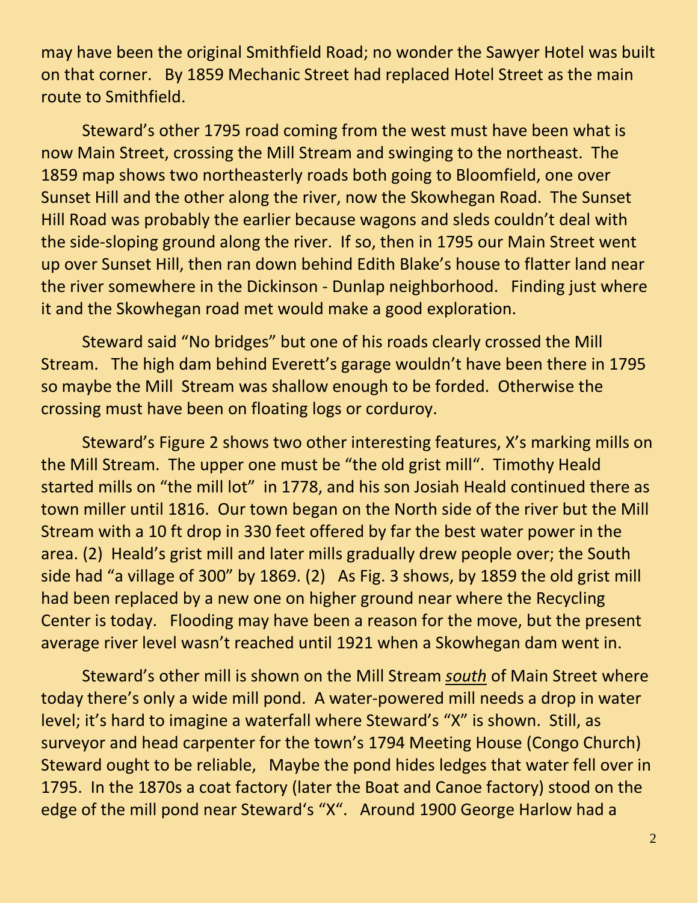may have been the original Smithfield Road; no wonder the Sawyer Hotel was built on that corner. By 1859 Mechanic Street had replaced Hotel Street as the main route to Smithfield.

Steward's other 1795 road coming from the west must have been what is now Main Street, crossing the Mill Stream and swinging to the northeast. The 1859 map shows two northeasterly roads both going to Bloomfield, one over Sunset Hill and the other along the river, now the Skowhegan Road. The Sunset Hill Road was probably the earlier because wagons and sleds couldn't deal with the side-sloping ground along the river. If so, then in 1795 our Main Street went up over Sunset Hill, then ran down behind Edith Blake's house to flatter land near the river somewhere in the Dickinson - Dunlap neighborhood. Finding just where it and the Skowhegan road met would make a good exploration.

Steward said "No bridges" but one of his roads clearly crossed the Mill Stream. The high dam behind Everett's garage wouldn't have been there in 1795 so maybe the Mill Stream was shallow enough to be forded. Otherwise the crossing must have been on floating logs or corduroy.

Steward's Figure 2 shows two other interesting features, X's marking mills on the Mill Stream. The upper one must be "the old grist mill". Timothy Heald started mills on "the mill lot" in 1778, and his son Josiah Heald continued there as town miller until 1816. Our town began on the North side of the river but the Mill Stream with a 10 ft drop in 330 feet offered by far the best water power in the area. (2) Heald's grist mill and later mills gradually drew people over; the South side had "a village of 300" by 1869. (2) As Fig. 3 shows, by 1859 the old grist mill had been replaced by a new one on higher ground near where the Recycling Center is today. Flooding may have been a reason for the move, but the present average river level wasn't reached until 1921 when a Skowhegan dam went in.

Steward's other mill is shown on the Mill Stream *south* of Main Street where today there's only a wide mill pond. A water-powered mill needs a drop in water level; it's hard to imagine a waterfall where Steward's "X" is shown. Still, as surveyor and head carpenter for the town's 1794 Meeting House (Congo Church) Steward ought to be reliable, Maybe the pond hides ledges that water fell over in 1795. In the 1870s a coat factory (later the Boat and Canoe factory) stood on the edge of the mill pond near Steward's "X". Around 1900 George Harlow had a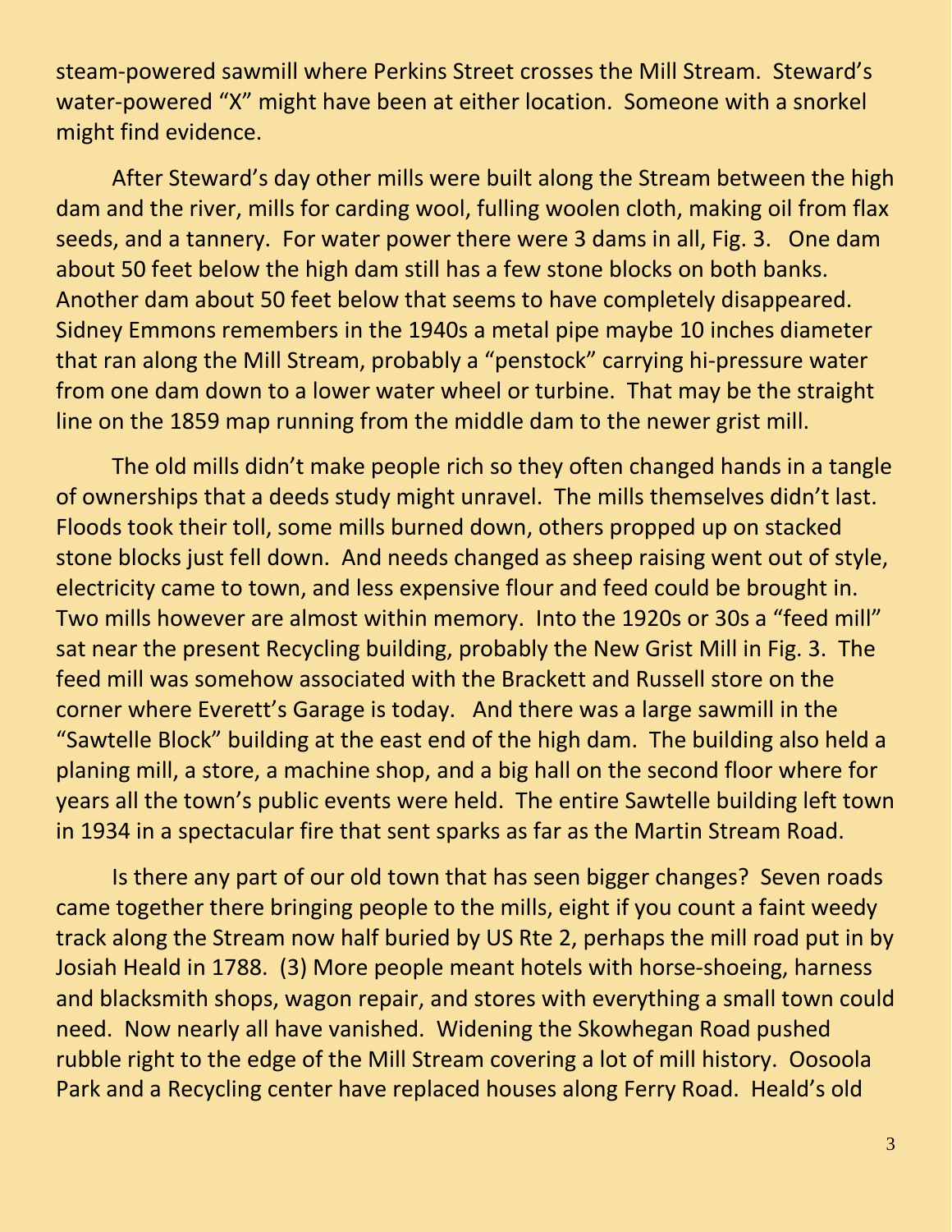steam-powered sawmill where Perkins Street crosses the Mill Stream. Steward's water-powered "X" might have been at either location. Someone with a snorkel might find evidence.

After Steward's day other mills were built along the Stream between the high dam and the river, mills for carding wool, fulling woolen cloth, making oil from flax seeds, and a tannery. For water power there were 3 dams in all, Fig. 3. One dam about 50 feet below the high dam still has a few stone blocks on both banks. Another dam about 50 feet below that seems to have completely disappeared. Sidney Emmons remembers in the 1940s a metal pipe maybe 10 inches diameter that ran along the Mill Stream, probably a "penstock" carrying hi-pressure water from one dam down to a lower water wheel or turbine. That may be the straight line on the 1859 map running from the middle dam to the newer grist mill.

The old mills didn't make people rich so they often changed hands in a tangle of ownerships that a deeds study might unravel. The mills themselves didn't last. Floods took their toll, some mills burned down, others propped up on stacked stone blocks just fell down. And needs changed as sheep raising went out of style, electricity came to town, and less expensive flour and feed could be brought in. Two mills however are almost within memory. Into the 1920s or 30s a "feed mill" sat near the present Recycling building, probably the New Grist Mill in Fig. 3. The feed mill was somehow associated with the Brackett and Russell store on the corner where Everett's Garage is today. And there was a large sawmill in the "Sawtelle Block" building at the east end of the high dam. The building also held a planing mill, a store, a machine shop, and a big hall on the second floor where for years all the town's public events were held. The entire Sawtelle building left town in 1934 in a spectacular fire that sent sparks as far as the Martin Stream Road.

Is there any part of our old town that has seen bigger changes? Seven roads came together there bringing people to the mills, eight if you count a faint weedy track along the Stream now half buried by US Rte 2, perhaps the mill road put in by Josiah Heald in 1788. (3) More people meant hotels with horse-shoeing, harness and blacksmith shops, wagon repair, and stores with everything a small town could need. Now nearly all have vanished. Widening the Skowhegan Road pushed rubble right to the edge of the Mill Stream covering a lot of mill history. Oosoola Park and a Recycling center have replaced houses along Ferry Road. Heald's old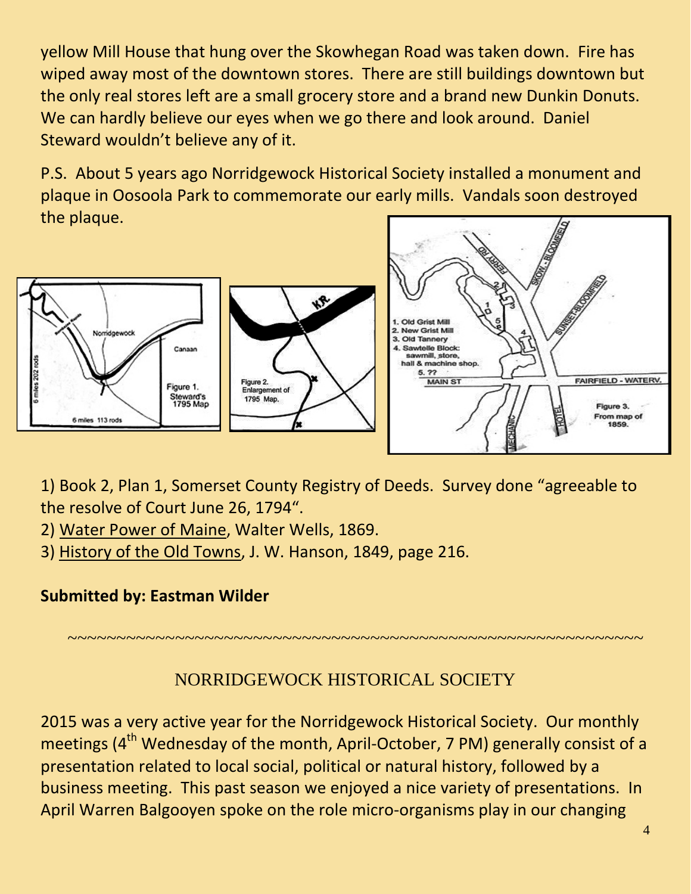yellow Mill House that hung over the Skowhegan Road was taken down. Fire has wiped away most of the downtown stores. There are still buildings downtown but the only real stores left are a small grocery store and a brand new Dunkin Donuts. We can hardly believe our eyes when we go there and look around. Daniel Steward wouldn't believe any of it.

P.S. About 5 years ago Norridgewock Historical Society installed a monument and plaque in Oosoola Park to commemorate our early mills. Vandals soon destroyed the plaque.

Figure 1. Steward's 1795 Map

Figure 2. Enlargement of 1795 Map.

Figure 3. From map of 1859.

1. Old Grist Mill
2. New Grist Mill
3. Old Tannery
4. Sawtelle Block: sawmill, store, hall & machine shop.
5. ??

1) Book 2, Plan 1, Somerset County Registry of Deeds. Survey done "agreeable to the resolve of Court June 26, 1794".
2) Water Power of Maine, Walter Wells, 1869.
3) History of the Old Towns, J. W. Hanson, 1849, page 216.

**Submitted by: Eastman Wilder**

~~~~~~~~~~~~~~~~~~~~~~~~~~~~~~~~~~~~~~~~~~~~~~~~~~~~~~~~~~~~

## NORRIDGEWOCK HISTORICAL SOCIETY

2015 was a very active year for the Norridgewock Historical Society. Our monthly meetings (4th Wednesday of the month, April-October, 7 PM) generally consist of a presentation related to local social, political or natural history, followed by a business meeting. This past season we enjoyed a nice variety of presentations. In April Warren Balgooyen spoke on the role micro-organisms play in our changing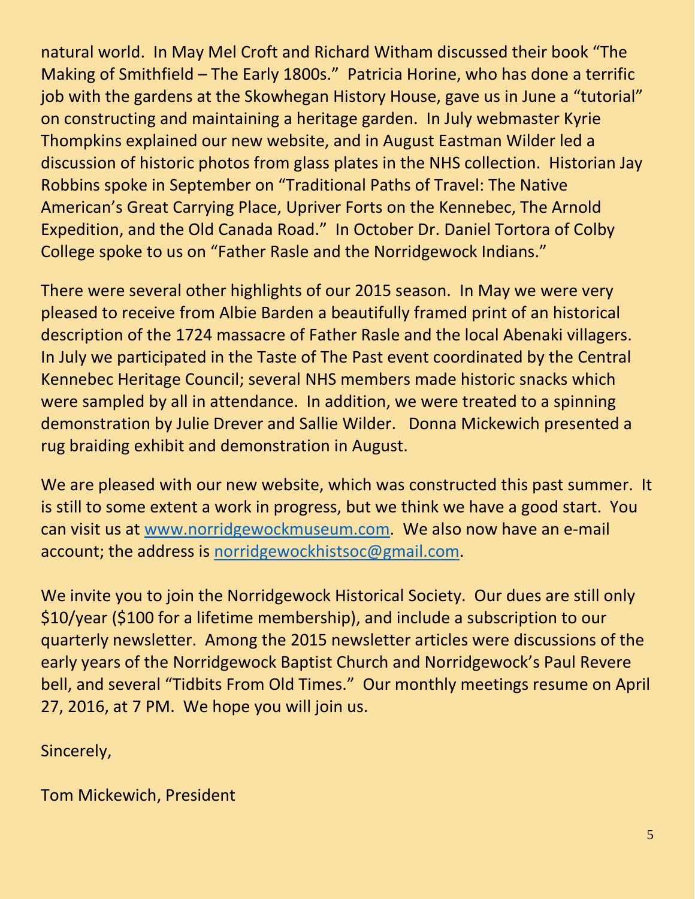natural world. In May Mel Croft and Richard Witham discussed their book "The Making of Smithfield – The Early 1800s." Patricia Horine, who has done a terrific job with the gardens at the Skowhegan History House, gave us in June a "tutorial" on constructing and maintaining a heritage garden. In July webmaster Kyrie Thompkins explained our new website, and in August Eastman Wilder led a discussion of historic photos from glass plates in the NHS collection. Historian Jay Robbins spoke in September on "Traditional Paths of Travel: The Native American's Great Carrying Place, Upriver Forts on the Kennebec, The Arnold Expedition, and the Old Canada Road." In October Dr. Daniel Tortora of Colby College spoke to us on "Father Rasle and the Norridgewock Indians."

There were several other highlights of our 2015 season. In May we were very pleased to receive from Albie Barden a beautifully framed print of an historical description of the 1724 massacre of Father Rasle and the local Abenaki villagers. In July we participated in the Taste of The Past event coordinated by the Central Kennebec Heritage Council; several NHS members made historic snacks which were sampled by all in attendance. In addition, we were treated to a spinning demonstration by Julie Drever and Sallie Wilder. Donna Mickewich presented a rug braiding exhibit and demonstration in August.

We are pleased with our new website, which was constructed this past summer. It is still to some extent a work in progress, but we think we have a good start. You can visit us at [www.norridgewockmuseum.com](http://www.norridgewockmuseum.com). We also now have an e-mail account; the address is [norridgewockhistsoc@gmail.com](mailto:norridgewockhistsoc@gmail.com).

We invite you to join the Norridgewock Historical Society. Our dues are still only $10/year ($100 for a lifetime membership), and include a subscription to our quarterly newsletter. Among the 2015 newsletter articles were discussions of the early years of the Norridgewock Baptist Church and Norridgewock's Paul Revere bell, and several "Tidbits From Old Times." Our monthly meetings resume on April 27, 2016, at 7 PM. We hope you will join us.

Sincerely,

Tom Mickewich, President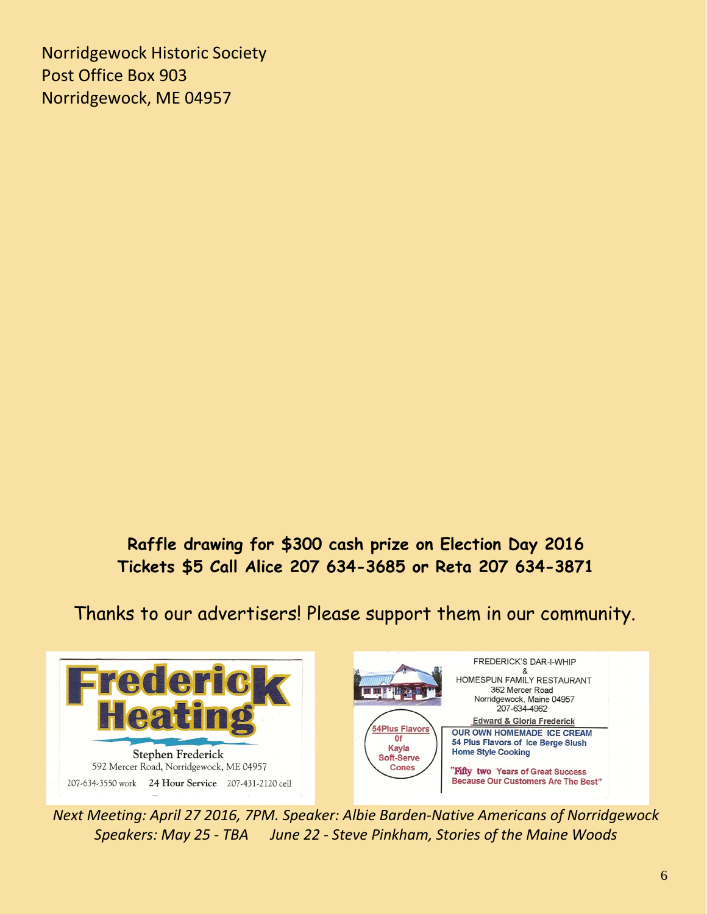Norridgewock Historic Society
Post Office Box 903
Norridgewock, ME 04957

**Raffle drawing for $300 cash prize on Election Day 2016**
**Tickets $5 Call Alice 207 634-3685 or Reta 207 634-3871**

Thanks to our advertisers! Please support them in our community.

**Frederick Heating**
Stephen Frederick
592 Mercer Road, Norridgewock, ME 04957
207-634-3550 work 24 Hour Service 207-431-2120 cell

FREDERICK'S DAR-I-WHIP
&
HOMESPUN FAMILY RESTAURANT
362 Mercer Road
Norridgewock, Maine 04957
207-634-4962
Edward & Gloria Frederick

54Plus Flavors Of Kayla Soft-Serve Cones

OUR OWN HOMEMADE ICE CREAM
54 Plus Flavors of Ice Berge Slush
Home Style Cooking

"Fifty two Years of Great Success Because Our Customers Are The Best"

*Next Meeting: April 27 2016, 7PM. Speaker: Albie Barden-Native Americans of Norridgewock*
*Speakers: May 25 - TBA June 22 - Steve Pinkham, Stories of the Maine Woods*